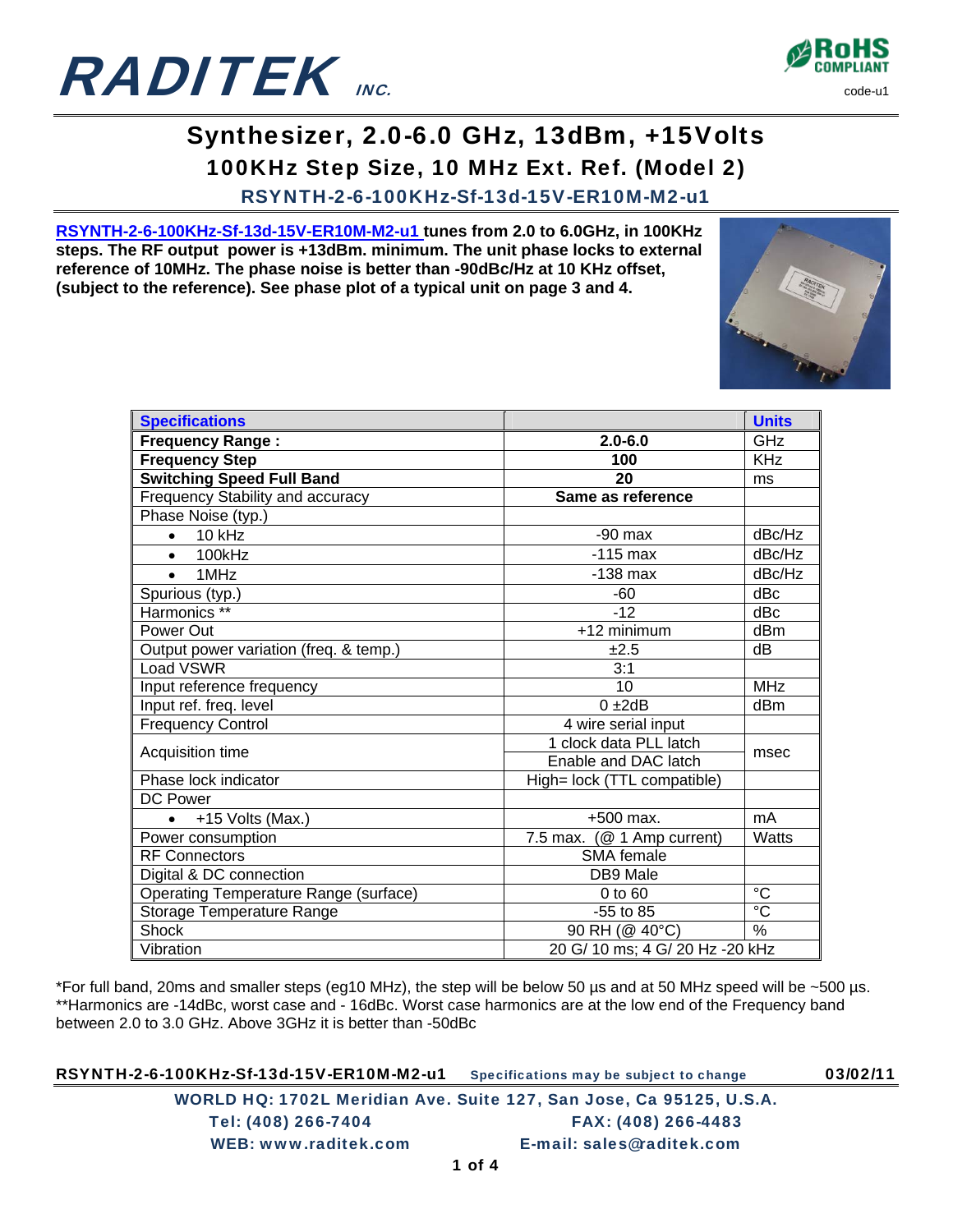# RADITEK INC.

RoHS COMPLIANT
code-u1

## Synthesizer, 2.0-6.0 GHz, 13dBm, +15Volts

### 100KHz Step Size, 10 MHz Ext. Ref. (Model 2)

### RSYNTH-2-6-100KHz-Sf-13d-15V-ER10M-M2-u1

**RSYNTH-2-6-100KHz-Sf-13d-15V-ER10M-M2-u1 tunes from 2.0 to 6.0GHz, in 100KHz steps. The RF output power is +13dBm. minimum. The unit phase locks to external reference of 10MHz. The phase noise is better than -90dBc/Hz at 10 KHz offset, (subject to the reference). See phase plot of a typical unit on page 3 and 4.**

| Specifications | | Units |
|---|---|---|
| **Frequency Range :** | **2.0-6.0** | GHz |
| **Frequency Step** | **100** | KHz |
| **Switching Speed Full Band** | **20** | ms |
| Frequency Stability and accuracy | **Same as reference** | |
| Phase Noise (typ.) | | |
| • 10 kHz | -90 max | dBc/Hz |
| • 100kHz | -115 max | dBc/Hz |
| • 1MHz | -138 max | dBc/Hz |
| Spurious (typ.) | -60 | dBc |
| Harmonics ** | -12 | dBc |
| Power Out | +12 minimum | dBm |
| Output power variation (freq. & temp.) | ±2.5 | dB |
| Load VSWR | 3:1 | |
| Input reference frequency | 10 | MHz |
| Input ref. freq. level | 0 ±2dB | dBm |
| Frequency Control | 4 wire serial input | |
| Acquisition time | 1 clock data PLL latch<br>Enable and DAC latch | msec |
| Phase lock indicator | High= lock (TTL compatible) | |
| DC Power | | |
| • +15 Volts (Max.) | +500 max. | mA |
| Power consumption | 7.5 max. (@ 1 Amp current) | Watts |
| RF Connectors | SMA female | |
| Digital & DC connection | DB9 Male | |
| Operating Temperature Range (surface) | 0 to 60 | °C |
| Storage Temperature Range | -55 to 85 | °C |
| Shock | 90 RH (@ 40°C) | % |
| Vibration | 20 G/ 10 ms; 4 G/ 20 Hz -20 kHz | |

*For full band, 20ms and smaller steps (eg10 MHz), the step will be below 50 µs and at 50 MHz speed will be ~500 µs.
**Harmonics are -14dBc, worst case and - 16dBc. Worst case harmonics are at the low end of the Frequency band between 2.0 to 3.0 GHz. Above 3GHz it is better than -50dBc

RSYNTH-2-6-100KHz-Sf-13d-15V-ER10M-M2-u1 Specifications may be subject to change 03/02/11

WORLD HQ: 1702L Meridian Ave. Suite 127, San Jose, Ca 95125, U.S.A.
Tel: (408) 266-7404 FAX: (408) 266-4483
WEB: www.raditek.com E-mail: sales@raditek.com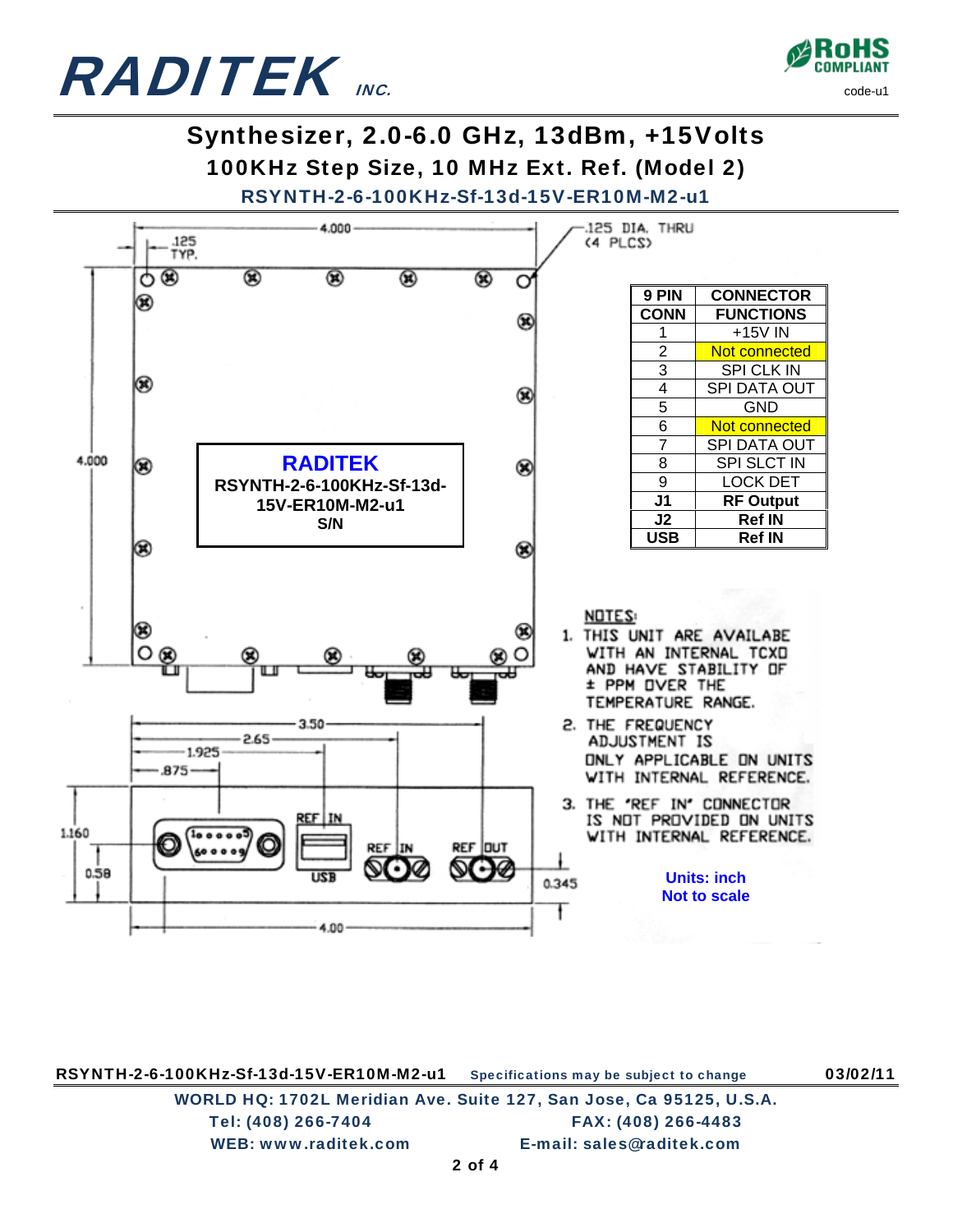# Synthesizer, 2.0-6.0 GHz, 13dBm, +15Volts

## 100KHz Step Size, 10 MHz Ext. Ref. (Model 2)

### RSYNTH-2-6-100KHz-Sf-13d-15V-ER10M-M2-u1

4.000

.125 TYP.

.125 DIA. THRU (4 PLCS)

4.000

**RADITEK**
**RSYNTH-2-6-100KHz-Sf-13d-15V-ER10M-M2-u1**
**S/N**

| 9 PIN CONN | CONNECTOR FUNCTIONS |
|---|---|
| 1 | +15V IN |
| 2 | Not connected |
| 3 | SPI CLK IN |
| 4 | SPI DATA OUT |
| 5 | GND |
| 6 | Not connected |
| 7 | SPI DATA OUT |
| 8 | SPI SLCT IN |
| 9 | LOCK DET |
| **J1** | **RF Output** |
| **J2** | **Ref IN** |
| **USB** | **Ref IN** |

3.50

2.65

1.925

.875

1.160

0.58

REF IN

USB

REF IN

REF OUT

0.345

4.00

NOTES:

1. THIS UNIT ARE AVAILABE WITH AN INTERNAL TCXO AND HAVE STABILITY OF ± PPM OVER THE TEMPERATURE RANGE.
2. THE FREQUENCY ADJUSTMENT IS ONLY APPLICABLE ON UNITS WITH INTERNAL REFERENCE.
3. THE 'REF IN' CONNECTOR IS NOT PROVIDED ON UNITS WITH INTERNAL REFERENCE.

**Units: inch**
**Not to scale**

RSYNTH-2-6-100KHz-Sf-13d-15V-ER10M-M2-u1 Specifications may be subject to change 03/02/11

WORLD HQ: 1702L Meridian Ave. Suite 127, San Jose, Ca 95125, U.S.A.
Tel: (408) 266-7404 FAX: (408) 266-4483
WEB: www.raditek.com E-mail: sales@raditek.com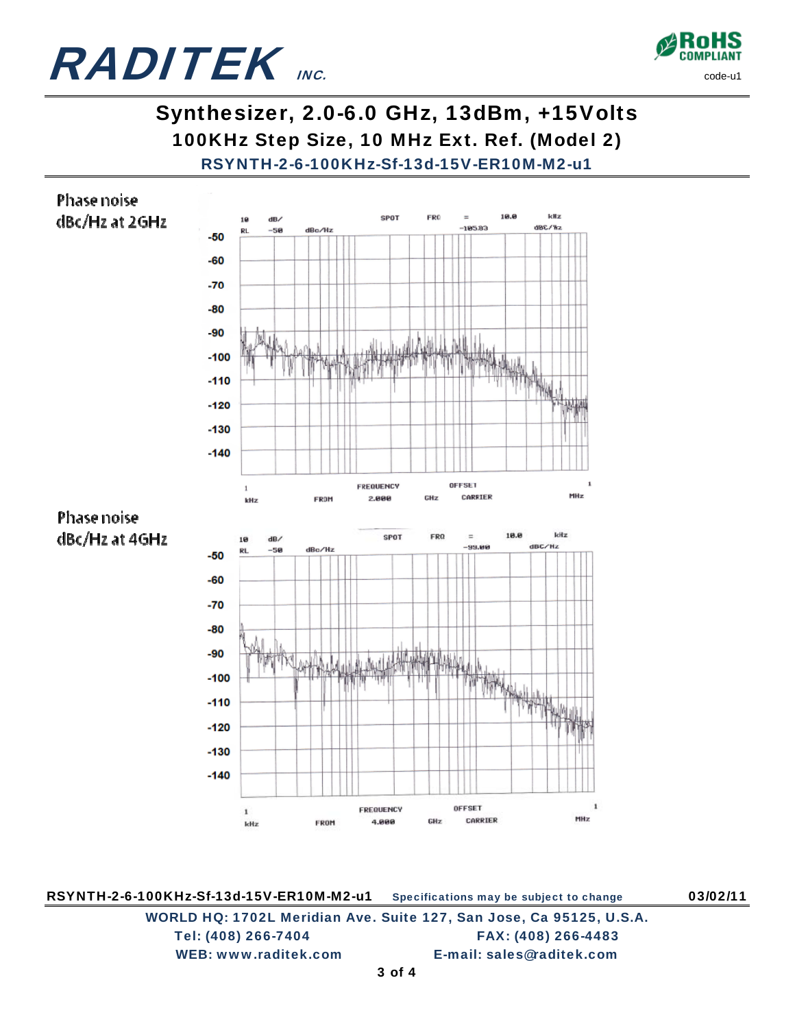# Synthesizer, 2.0-6.0 GHz, 13dBm, +15Volts

## 100KHz Step Size, 10 MHz Ext. Ref. (Model 2)

### RSYNTH-2-6-100KHz-Sf-13d-15V-ER10M-M2-u1

Phase noise dBc/Hz at 2GHz

Phase noise dBc/Hz at 4GHz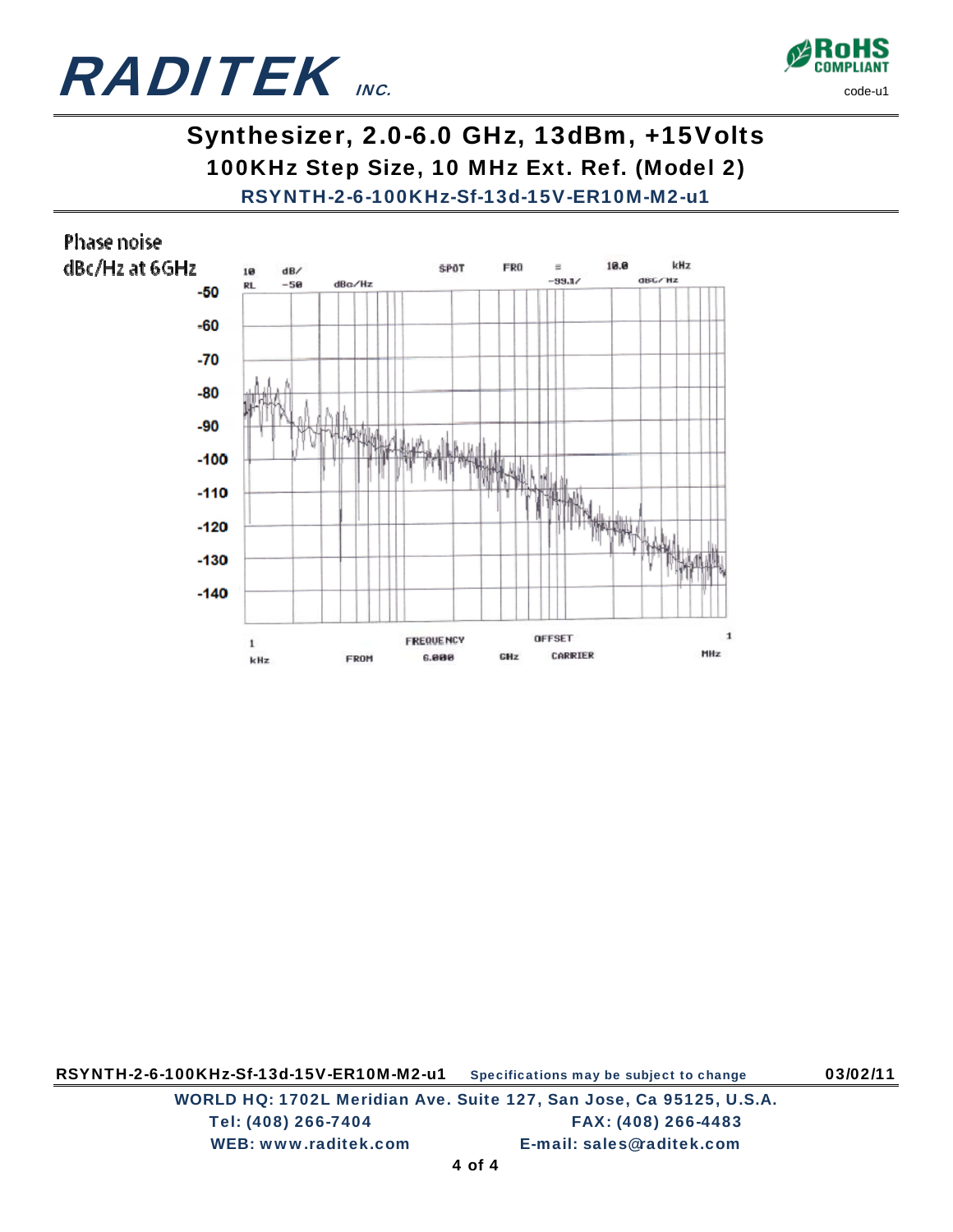# Synthesizer, 2.0-6.0 GHz, 13dBm, +15Volts

## 100KHz Step Size, 10 MHz Ext. Ref. (Model 2)

### RSYNTH-2-6-100KHz-Sf-13d-15V-ER10M-M2-u1

Phase noise
dBc/Hz at 6GHz

10 dB/
RL -50 dBc/Hz
SPOT FRQ = 10.0 kHz
-99.1/ dBc/Hz

-50
-60
-70
-80
-90
-100
-110
-120
-130
-140

1 kHz
FROM
FREQUENCY 6.000 GHz
OFFSET CARRIER
1 MHz